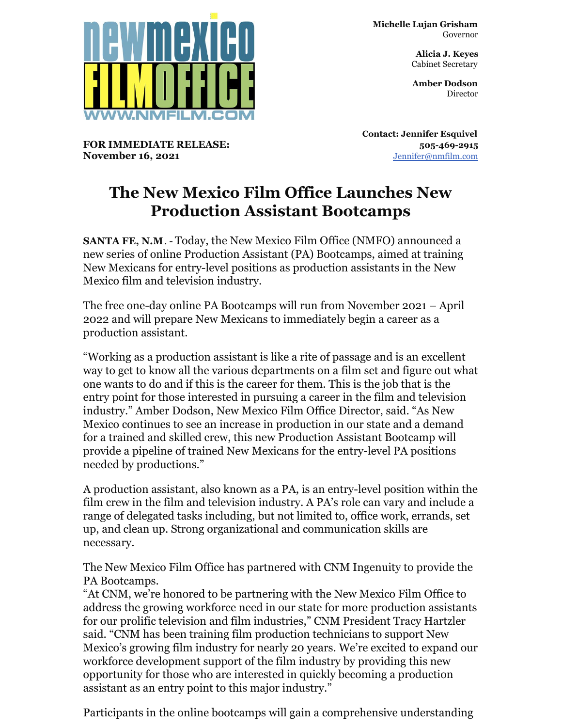newmexico FILMOFFICE WWW.NMFILM.COM

**Michelle Lujan Grisham**
Governor

**Alicia J. Keyes**
Cabinet Secretary

**Amber Dodson**
Director

**FOR IMMEDIATE RELEASE:**
**November 16, 2021**

**Contact: Jennifer Esquivel**
**505-469-2915**
Jennifer@nmfilm.com

# The New Mexico Film Office Launches New Production Assistant Bootcamps

**SANTA FE, N.M**. - Today, the New Mexico Film Office (NMFO) announced a new series of online Production Assistant (PA) Bootcamps, aimed at training New Mexicans for entry-level positions as production assistants in the New Mexico film and television industry.

The free one-day online PA Bootcamps will run from November 2021 – April 2022 and will prepare New Mexicans to immediately begin a career as a production assistant.

"Working as a production assistant is like a rite of passage and is an excellent way to get to know all the various departments on a film set and figure out what one wants to do and if this is the career for them. This is the job that is the entry point for those interested in pursuing a career in the film and television industry." Amber Dodson, New Mexico Film Office Director, said. "As New Mexico continues to see an increase in production in our state and a demand for a trained and skilled crew, this new Production Assistant Bootcamp will provide a pipeline of trained New Mexicans for the entry-level PA positions needed by productions."

A production assistant, also known as a PA, is an entry-level position within the film crew in the film and television industry. A PA's role can vary and include a range of delegated tasks including, but not limited to, office work, errands, set up, and clean up. Strong organizational and communication skills are necessary.

The New Mexico Film Office has partnered with CNM Ingenuity to provide the PA Bootcamps.
"At CNM, we're honored to be partnering with the New Mexico Film Office to address the growing workforce need in our state for more production assistants for our prolific television and film industries," CNM President Tracy Hartzler said. "CNM has been training film production technicians to support New Mexico's growing film industry for nearly 20 years. We're excited to expand our workforce development support of the film industry by providing this new opportunity for those who are interested in quickly becoming a production assistant as an entry point to this major industry."

Participants in the online bootcamps will gain a comprehensive understanding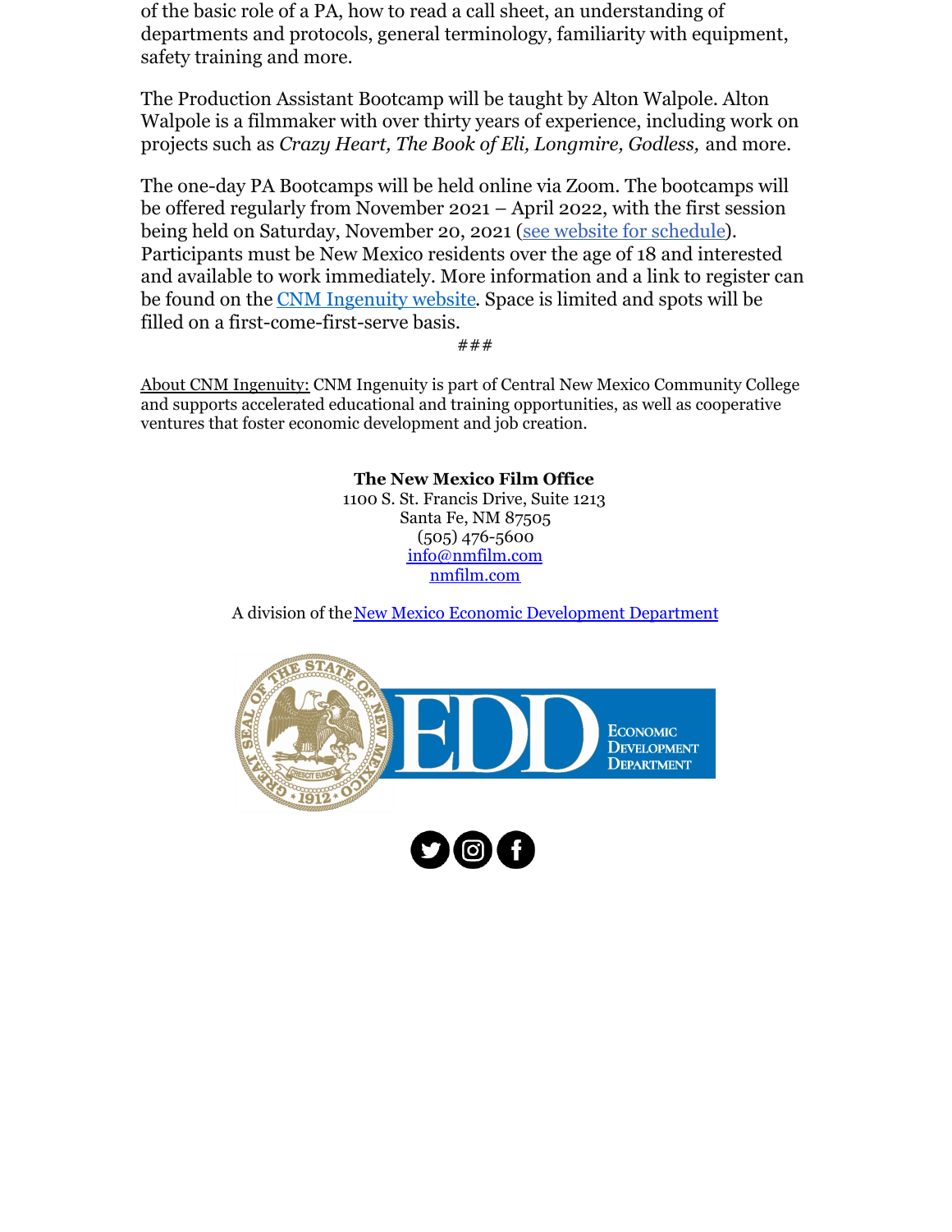of the basic role of a PA, how to read a call sheet, an understanding of departments and protocols, general terminology, familiarity with equipment, safety training and more.

The Production Assistant Bootcamp will be taught by Alton Walpole. Alton Walpole is a filmmaker with over thirty years of experience, including work on projects such as *Crazy Heart, The Book of Eli, Longmire, Godless,* and more.

The one-day PA Bootcamps will be held online via Zoom. The bootcamps will be offered regularly from November 2021 – April 2022, with the first session being held on Saturday, November 20, 2021 (see website for schedule). Participants must be New Mexico residents over the age of 18 and interested and available to work immediately. More information and a link to register can be found on the CNM Ingenuity website. Space is limited and spots will be filled on a first-come-first-serve basis.

###

About CNM Ingenuity: CNM Ingenuity is part of Central New Mexico Community College and supports accelerated educational and training opportunities, as well as cooperative ventures that foster economic development and job creation.

**The New Mexico Film Office**
1100 S. St. Francis Drive, Suite 1213
Santa Fe, NM 87505
(505) 476-5600
info@nmfilm.com
nmfilm.com

A division of the New Mexico Economic Development Department